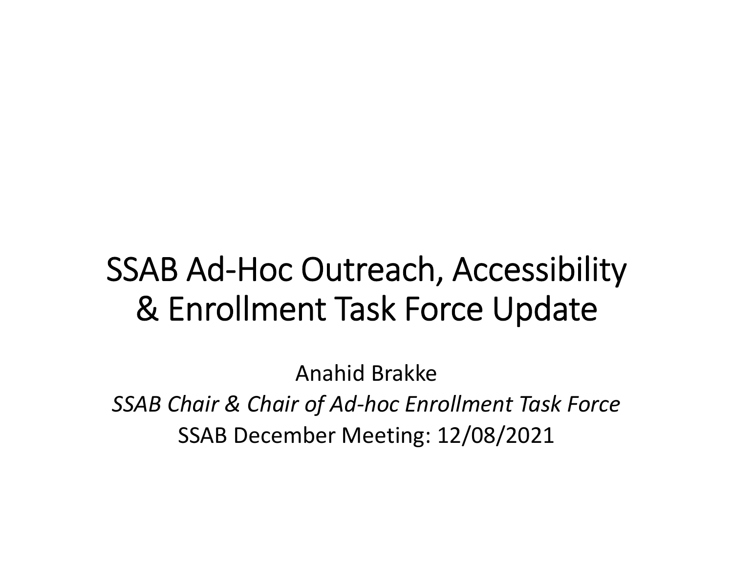# SSAB Ad-Hoc Outreach, Accessibility & Enrollment Task Force Update

Anahid Brakke

*SSAB Chair & Chair of Ad-hoc Enrollment Task Force*

SSAB December Meeting: 12/08/2021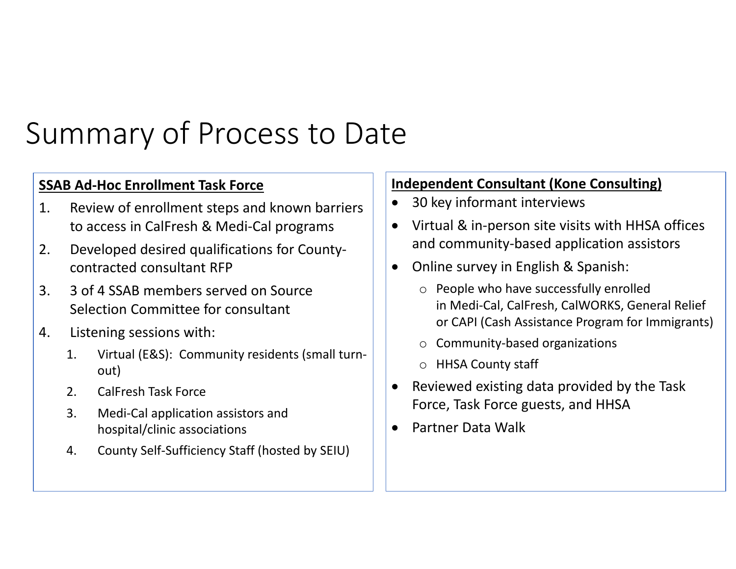# Summary of Process to Date

**SSAB Ad-Hoc Enrollment Task Force**

1. Review of enrollment steps and known barriers to access in CalFresh & Medi-Cal programs
2. Developed desired qualifications for County-contracted consultant RFP
3. 3 of 4 SSAB members served on Source Selection Committee for consultant
4. Listening sessions with:
   1. Virtual (E&S): Community residents (small turn-out)
   2. CalFresh Task Force
   3. Medi-Cal application assistors and hospital/clinic associations
   4. County Self-Sufficiency Staff (hosted by SEIU)

**Independent Consultant (Kone Consulting)**

- 30 key informant interviews
- Virtual & in-person site visits with HHSA offices and community-based application assistors
- Online survey in English & Spanish:
  - People who have successfully enrolled in Medi-Cal, CalFresh, CalWORKS, General Relief or CAPI (Cash Assistance Program for Immigrants)
  - Community-based organizations
  - HHSA County staff
- Reviewed existing data provided by the Task Force, Task Force guests, and HHSA
- Partner Data Walk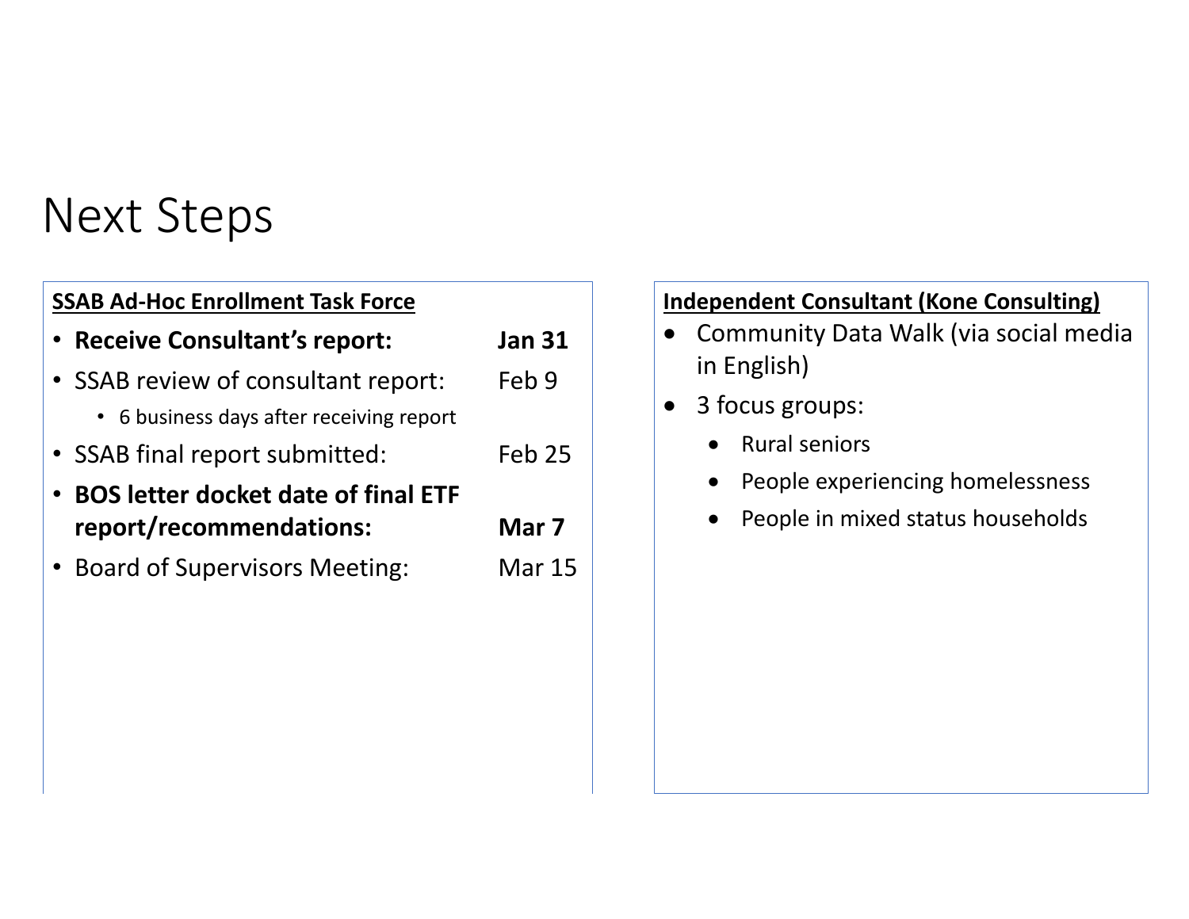# Next Steps

**SSAB Ad-Hoc Enrollment Task Force**

- **Receive Consultant's report: Jan 31**
- SSAB review of consultant report: Feb 9
  - 6 business days after receiving report
- SSAB final report submitted: Feb 25
- **BOS letter docket date of final ETF report/recommendations: Mar 7**
- Board of Supervisors Meeting: Mar 15

**Independent Consultant (Kone Consulting)**

- Community Data Walk (via social media in English)
- 3 focus groups:
  - Rural seniors
  - People experiencing homelessness
  - People in mixed status households